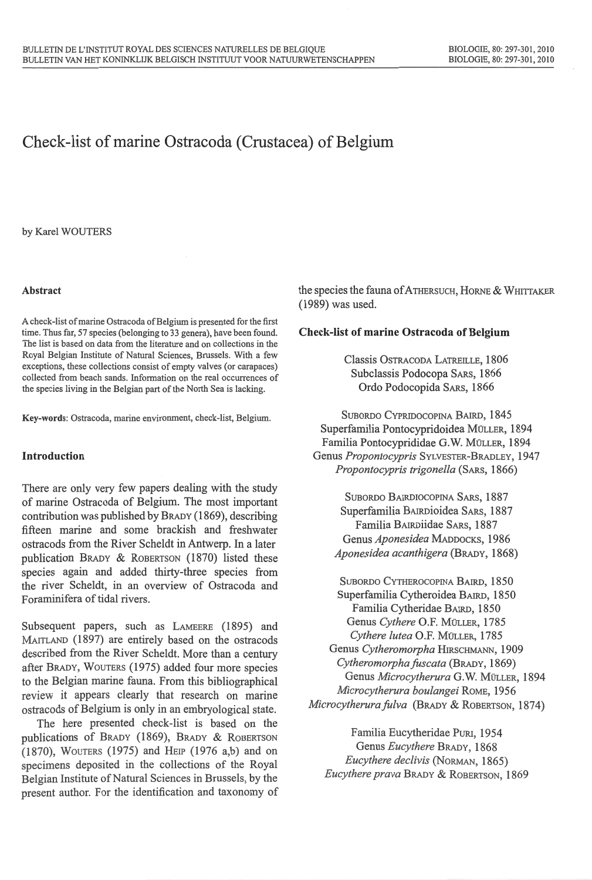# Check-list of marine Ostracoda (Crustacea) of Belgium

by Karel WOUTERS

## Abstract

A check-list of marine Ostracoda of Belgium is presented for the first time. Thus far, 57 species (belonging to 33 genera), have been found. The list is based on data from the literature and on collections in the Royal Belgian Institute of Natural Sciences, Brussels. With a few exceptions, these collections consist of empty valves (or carapaces) collected from beach sands. Information on the real occurrences of the species living in the Belgian part of the North Sea is lacking.

**Key-words**: Ostracoda, marine environment, check-list, Belgium.

## Introduction

There are only very few papers dealing with the study of marine Ostracoda of Belgium. The most important contribution was published by BRADY (1869), describing fifteen marine and some brackish and freshwater ostracods from the River Scheldt in Antwerp. In a later publication BRADY & ROBERTSON (1870) listed these species again and added thirty-three species from the river Scheldt, in an overview of Ostracoda and Foraminifera of tidal rivers.

Subsequent papers, such as LAMEERE (1895) and MAITLAND (1897) are entirely based on the ostracods described from the River Scheldt. More than a century after BRADY, WOUTERS (1975) added four more species to the Belgian marine fauna. From this bibliographical review it appears clearly that research on marine ostracods of Belgium is only in an embryological state.

The here presented check-list is based on the publications of BRADY (1869), BRADY & ROBERTSON (1870), WOUTERS (1975) and HEIP (1976 a,b) and on specimens deposited in the collections of the Royal Belgian Institute of Natural Sciences in Brussels, by the present author. For the identification and taxonomy of the species the fauna of ATHERSUCH, HORNE & WHITTAKER (1989) was used.

## Check-list of marine Ostracoda of Belgium

Classis OSTRACODA LATREILLE, 1806
Subclassis Podocopa SARS, 1866
Ordo Podocopida SARS, 1866

SUBORDO CYPRIDOCOPINA BAIRD, 1845
Superfamilia Pontocypridoidea MÜLLER, 1894
Familia Pontocyprididae G.W. MÜLLER, 1894
Genus *Propontocypris* SYLVESTER-BRADLEY, 1947
*Propontocypris trigonella* (SARS, 1866)

SUBORDO BAIRDIOCOPINA SARS, 1887
Superfamilia BAIRDioidea SARS, 1887
Familia BAIRDiidae SARS, 1887
Genus *Aponesidea* MADDOCKS, 1986
*Aponesidea acanthigera* (BRADY, 1868)

SUBORDO CYTHEROCOPINA BAIRD, 1850
Superfamilia Cytheroidea BAIRD, 1850
Familia Cytheridae BAIRD, 1850
Genus *Cythere* O.F. MÜLLER, 1785
*Cythere lutea* O.F. MÜLLER, 1785
Genus *Cytheromorpha* HIRSCHMANN, 1909
*Cytheromorpha fuscata* (BRADY, 1869)
Genus *Microcytherura* G.W. MÜLLER, 1894
*Microcytherura boulangei* ROME, 1956
*Microcytherura fulva* (BRADY & ROBERTSON, 1874)

Familia Eucytheridae PURI, 1954
Genus *Eucythere* BRADY, 1868
*Eucythere declivis* (NORMAN, 1865)
*Eucythere prava* BRADY & ROBERTSON, 1869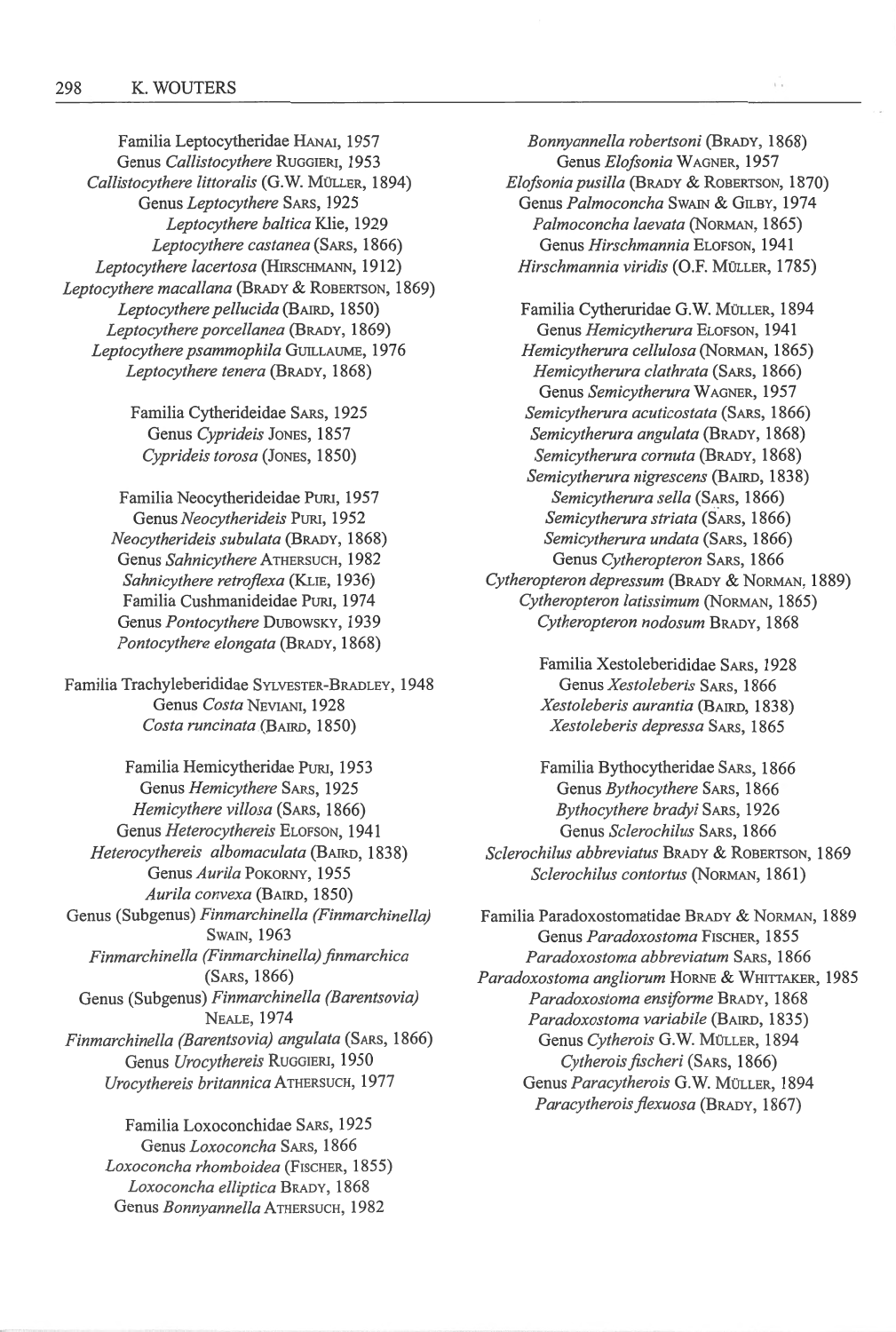Familia Leptocytheridae Hanai, 1957
Genus *Callistocythere* Ruggieri, 1953
*Callistocythere littoralis* (G.W. Müller, 1894)
Genus *Leptocythere* Sars, 1925
*Leptocythere baltica* Klie, 1929
*Leptocythere castanea* (Sars, 1866)
*Leptocythere lacertosa* (Hirschmann, 1912)
*Leptocythere macallana* (Brady & Robertson, 1869)
*Leptocythere pellucida* (Baird, 1850)
*Leptocythere porcellanea* (Brady, 1869)
*Leptocythere psammophila* Guillaume, 1976
*Leptocythere tenera* (Brady, 1868)

Familia Cytherideidae Sars, 1925
Genus *Cyprideis* Jones, 1857
*Cyprideis torosa* (Jones, 1850)

Familia Neocytherideidae Puri, 1957
Genus *Neocytherideis* Puri, 1952
*Neocytherideis subulata* (Brady, 1868)
Genus *Sahnicythere* Athersuch, 1982
*Sahnicythere retroflexa* (Klie, 1936)
Familia Cushmanideidae Puri, 1974
Genus *Pontocythere* Dubowsky, 1939
*Pontocythere elongata* (Brady, 1868)

Familia Trachyleberididae Sylvester-Bradley, 1948
Genus *Costa* Neviani, 1928
*Costa runcinata* (Baird, 1850)

Familia Hemicytheridae Puri, 1953
Genus *Hemicythere* Sars, 1925
*Hemicythere villosa* (Sars, 1866)
Genus *Heterocythereis* Elofson, 1941
*Heterocythereis albomaculata* (Baird, 1838)
Genus *Aurila* Pokorny, 1955
*Aurila convexa* (Baird, 1850)
Genus (Subgenus) *Finmarchinella (Finmarchinella)* Swain, 1963
*Finmarchinella (Finmarchinella) finmarchica* (Sars, 1866)
Genus (Subgenus) *Finmarchinella (Barentsovia)* Neale, 1974
*Finmarchinella (Barentsovia) angulata* (Sars, 1866)
Genus *Urocythereis* Ruggieri, 1950
*Urocythereis britannica* Athersuch, 1977

Familia Loxoconchidae Sars, 1925
Genus *Loxoconcha* Sars, 1866
*Loxoconcha rhomboidea* (Fischer, 1855)
*Loxoconcha elliptica* Brady, 1868
Genus *Bonnyannella* Athersuch, 1982
*Bonnyannella robertsoni* (Brady, 1868)
Genus *Elofsonia* Wagner, 1957
*Elofsonia pusilla* (Brady & Robertson, 1870)
Genus *Palmoconcha* Swain & Gilby, 1974
*Palmoconcha laevata* (Norman, 1865)
Genus *Hirschmannia* Elofson, 1941
*Hirschmannia viridis* (O.F. Müller, 1785)

Familia Cytheruridae G.W. Müller, 1894
Genus *Hemicytherura* Elofson, 1941
*Hemicytherura cellulosa* (Norman, 1865)
*Hemicytherura clathrata* (Sars, 1866)
Genus *Semicytherura* Wagner, 1957
*Semicytherura acuticostata* (Sars, 1866)
*Semicytherura angulata* (Brady, 1868)
*Semicytherura cornuta* (Brady, 1868)
*Semicytherura nigrescens* (Baird, 1838)
*Semicytherura sella* (Sars, 1866)
*Semicytherura striata* (Sars, 1866)
*Semicytherura undata* (Sars, 1866)
Genus *Cytheropteron* Sars, 1866
*Cytheropteron depressum* (Brady & Norman, 1889)
*Cytheropteron latissimum* (Norman, 1865)
*Cytheropteron nodosum* Brady, 1868

Familia Xestoleberididae Sars, 1928
Genus *Xestoleberis* Sars, 1866
*Xestoleberis aurantia* (Baird, 1838)
*Xestoleberis depressa* Sars, 1865

Familia Bythocytheridae Sars, 1866
Genus *Bythocythere* Sars, 1866
*Bythocythere bradyi* Sars, 1926
Genus *Sclerochilus* Sars, 1866
*Sclerochilus abbreviatus* Brady & Robertson, 1869
*Sclerochilus contortus* (Norman, 1861)

Familia Paradoxostomatidae Brady & Norman, 1889
Genus *Paradoxostoma* Fischer, 1855
*Paradoxostoma abbreviatum* Sars, 1866
*Paradoxostoma angliorum* Horne & Whittaker, 1985
*Paradoxostoma ensiforme* Brady, 1868
*Paradoxostoma variabile* (Baird, 1835)
Genus *Cytherois* G.W. Müller, 1894
*Cytherois fischeri* (Sars, 1866)
Genus *Paracytherois* G.W. Müller, 1894
*Paracytherois flexuosa* (Brady, 1867)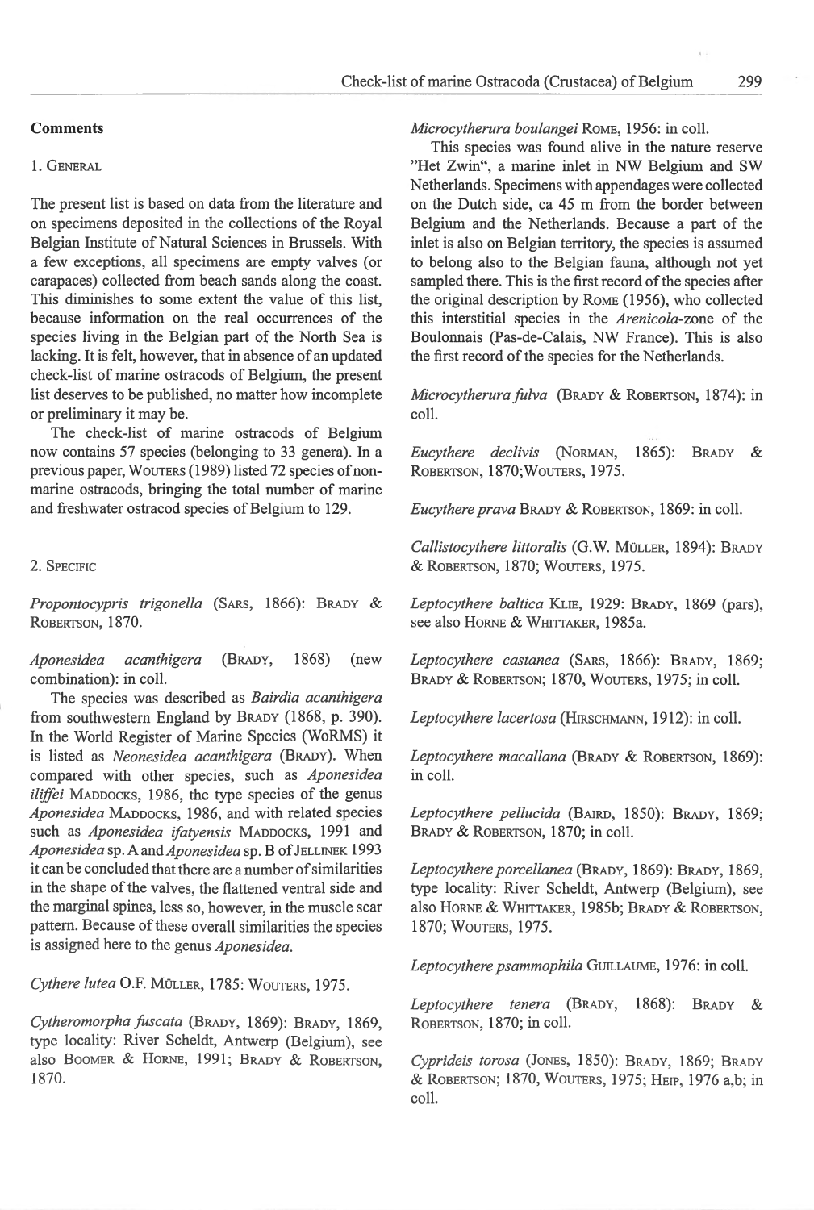## Comments

### 1. General

The present list is based on data from the literature and on specimens deposited in the collections of the Royal Belgian Institute of Natural Sciences in Brussels. With a few exceptions, all specimens are empty valves (or carapaces) collected from beach sands along the coast. This diminishes to some extent the value of this list, because information on the real occurrences of the species living in the Belgian part of the North Sea is lacking. It is felt, however, that in absence of an updated check-list of marine ostracods of Belgium, the present list deserves to be published, no matter how incomplete or preliminary it may be.

The check-list of marine ostracods of Belgium now contains 57 species (belonging to 33 genera). In a previous paper, Wouters (1989) listed 72 species of non-marine ostracods, bringing the total number of marine and freshwater ostracod species of Belgium to 129.

### 2. Specific

*Propontocypris trigonella* (Sars, 1866): Brady & Robertson, 1870.

*Aponesidea acanthigera* (Brady, 1868) (new combination): in coll.

The species was described as *Bairdia acanthigera* from southwestern England by Brady (1868, p. 390). In the World Register of Marine Species (WoRMS) it is listed as *Neonesidea acanthigera* (Brady). When compared with other species, such as *Aponesidea iliffei* Maddocks, 1986, the type species of the genus *Aponesidea* Maddocks, 1986, and with related species such as *Aponesidea ifatyensis* Maddocks, 1991 and *Aponesidea* sp. A and *Aponesidea* sp. B of Jellinek 1993 it can be concluded that there are a number of similarities in the shape of the valves, the flattened ventral side and the marginal spines, less so, however, in the muscle scar pattern. Because of these overall similarities the species is assigned here to the genus *Aponesidea*.

*Cythere lutea* O.F. Müller, 1785: Wouters, 1975.

*Cytheromorpha fuscata* (Brady, 1869): Brady, 1869, type locality: River Scheldt, Antwerp (Belgium), see also Boomer & Horne, 1991; Brady & Robertson, 1870.

*Microcytherura boulangei* Rome, 1956: in coll.

This species was found alive in the nature reserve "Het Zwin", a marine inlet in NW Belgium and SW Netherlands. Specimens with appendages were collected on the Dutch side, ca 45 m from the border between Belgium and the Netherlands. Because a part of the inlet is also on Belgian territory, the species is assumed to belong also to the Belgian fauna, although not yet sampled there. This is the first record of the species after the original description by Rome (1956), who collected this interstitial species in the *Arenicola*-zone of the Boulonnais (Pas-de-Calais, NW France). This is also the first record of the species for the Netherlands.

*Microcytherura fulva* (Brady & Robertson, 1874): in coll.

*Eucythere declivis* (Norman, 1865): Brady & Robertson, 1870; Wouters, 1975.

*Eucythere prava* Brady & Robertson, 1869: in coll.

*Callistocythere littoralis* (G.W. Müller, 1894): Brady & Robertson, 1870; Wouters, 1975.

*Leptocythere baltica* Klie, 1929: Brady, 1869 (pars), see also Horne & Whittaker, 1985a.

*Leptocythere castanea* (Sars, 1866): Brady, 1869; Brady & Robertson; 1870, Wouters, 1975; in coll.

*Leptocythere lacertosa* (Hirschmann, 1912): in coll.

*Leptocythere macallana* (Brady & Robertson, 1869): in coll.

*Leptocythere pellucida* (Baird, 1850): Brady, 1869; Brady & Robertson, 1870; in coll.

*Leptocythere porcellanea* (Brady, 1869): Brady, 1869, type locality: River Scheldt, Antwerp (Belgium), see also Horne & Whittaker, 1985b; Brady & Robertson, 1870; Wouters, 1975.

*Leptocythere psammophila* Guillaume, 1976: in coll.

*Leptocythere tenera* (Brady, 1868): Brady & Robertson, 1870; in coll.

*Cyprideis torosa* (Jones, 1850): Brady, 1869; Brady & Robertson; 1870, Wouters, 1975; Heip, 1976 a,b; in coll.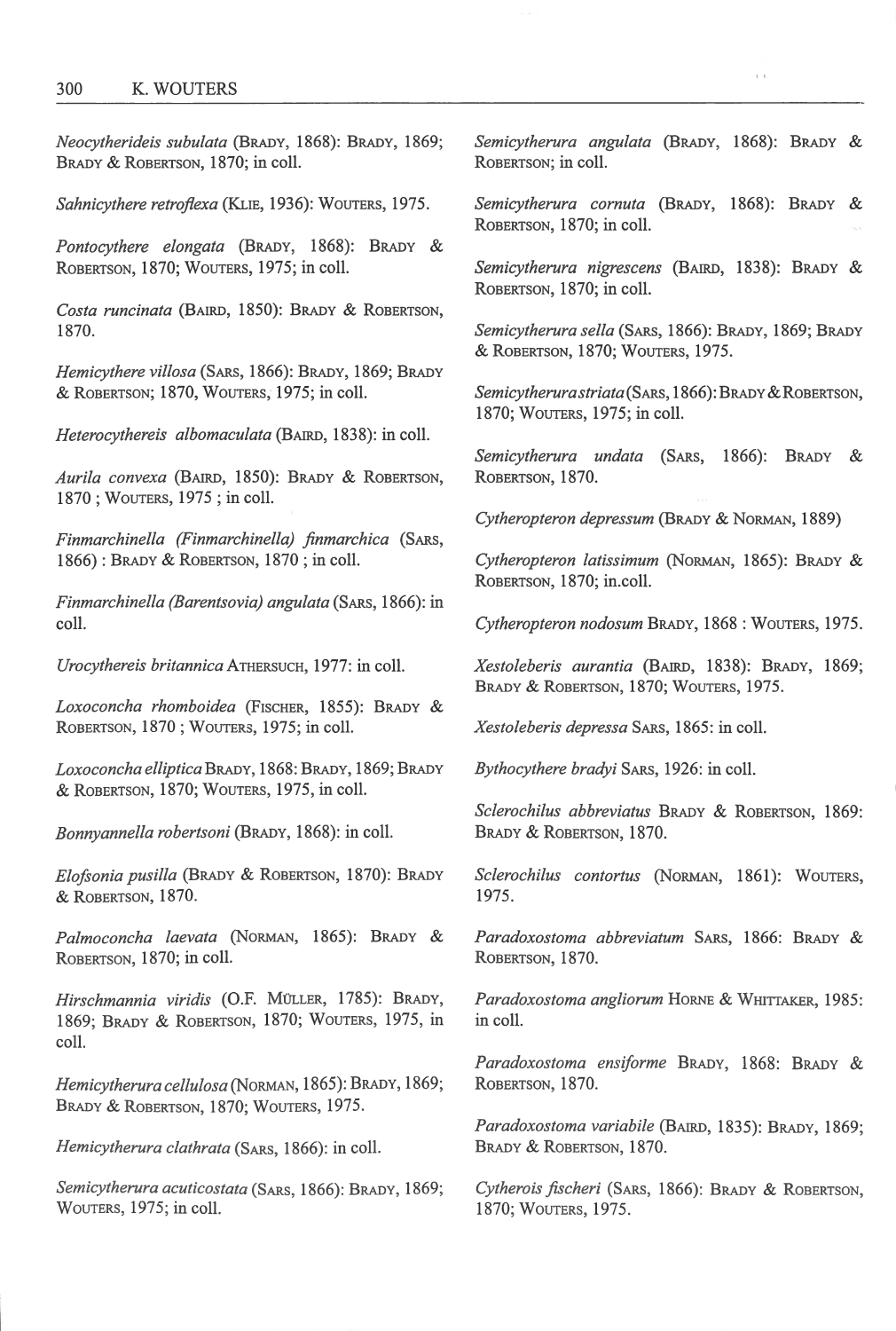*Neocytherideis subulata* (Brady, 1868): Brady, 1869; Brady & Robertson, 1870; in coll.

*Sahnicythere retroflexa* (Klie, 1936): Wouters, 1975.

*Pontocythere elongata* (Brady, 1868): Brady & Robertson, 1870; Wouters, 1975; in coll.

*Costa runcinata* (Baird, 1850): Brady & Robertson, 1870.

*Hemicythere villosa* (Sars, 1866): Brady, 1869; Brady & Robertson; 1870, Wouters, 1975; in coll.

*Heterocythereis albomaculata* (Baird, 1838): in coll.

*Aurila convexa* (Baird, 1850): Brady & Robertson, 1870 ; Wouters, 1975 ; in coll.

*Finmarchinella (Finmarchinella) finmarchica* (Sars, 1866) : Brady & Robertson, 1870 ; in coll.

*Finmarchinella (Barentsovia) angulata* (Sars, 1866): in coll.

*Urocythereis britannica* Athersuch, 1977: in coll.

*Loxoconcha rhomboidea* (Fischer, 1855): Brady & Robertson, 1870 ; Wouters, 1975; in coll.

*Loxoconcha elliptica* Brady, 1868: Brady, 1869; Brady & Robertson, 1870; Wouters, 1975, in coll.

*Bonnyannella robertsoni* (Brady, 1868): in coll.

*Elofsonia pusilla* (Brady & Robertson, 1870): Brady & Robertson, 1870.

*Palmoconcha laevata* (Norman, 1865): Brady & Robertson, 1870; in coll.

*Hirschmannia viridis* (O.F. Müller, 1785): Brady, 1869; Brady & Robertson, 1870; Wouters, 1975, in coll.

*Hemicytherura cellulosa* (Norman, 1865): Brady, 1869; Brady & Robertson, 1870; Wouters, 1975.

*Hemicytherura clathrata* (Sars, 1866): in coll.

*Semicytherura acuticostata* (Sars, 1866): Brady, 1869; Wouters, 1975; in coll.

*Semicytherura angulata* (Brady, 1868): Brady & Robertson; in coll.

*Semicytherura cornuta* (Brady, 1868): Brady & Robertson, 1870; in coll.

*Semicytherura nigrescens* (Baird, 1838): Brady & Robertson, 1870; in coll.

*Semicytherura sella* (Sars, 1866): Brady, 1869; Brady & Robertson, 1870; Wouters, 1975.

*Semicytherura striata* (Sars, 1866): Brady & Robertson, 1870; Wouters, 1975; in coll.

*Semicytherura undata* (Sars, 1866): Brady & Robertson, 1870.

*Cytheropteron depressum* (Brady & Norman, 1889)

*Cytheropteron latissimum* (Norman, 1865): Brady & Robertson, 1870; in.coll.

*Cytheropteron nodosum* Brady, 1868 : Wouters, 1975.

*Xestoleberis aurantia* (Baird, 1838): Brady, 1869; Brady & Robertson, 1870; Wouters, 1975.

*Xestoleberis depressa* Sars, 1865: in coll.

*Bythocythere bradyi* Sars, 1926: in coll.

*Sclerochilus abbreviatus* Brady & Robertson, 1869: Brady & Robertson, 1870.

*Sclerochilus contortus* (Norman, 1861): Wouters, 1975.

*Paradoxostoma abbreviatum* Sars, 1866: Brady & Robertson, 1870.

*Paradoxostoma angliorum* Horne & Whittaker, 1985: in coll.

*Paradoxostoma ensiforme* Brady, 1868: Brady & Robertson, 1870.

*Paradoxostoma variabile* (Baird, 1835): Brady, 1869; Brady & Robertson, 1870.

*Cytherois fischeri* (Sars, 1866): Brady & Robertson, 1870; Wouters, 1975.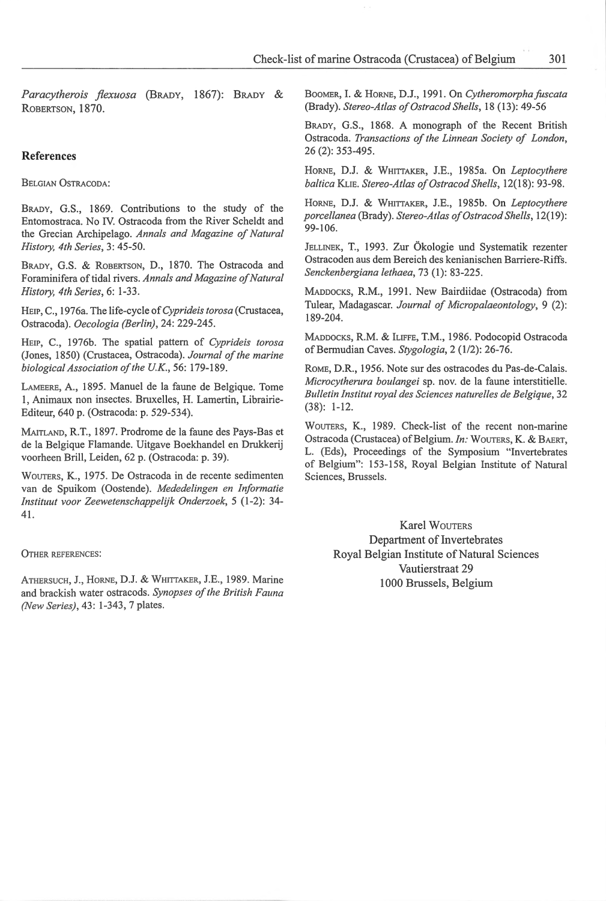*Paracytherois flexuosa* (BRADY, 1867): BRADY & ROBERTSON, 1870.

## References

BELGIAN OSTRACODA:

BRADY, G.S., 1869. Contributions to the study of the Entomostraca. No IV. Ostracoda from the River Scheldt and the Grecian Archipelago. *Annals and Magazine of Natural History, 4th Series*, 3: 45-50.

BRADY, G.S. & ROBERTSON, D., 1870. The Ostracoda and Foraminifera of tidal rivers. *Annals and Magazine of Natural History, 4th Series*, 6: 1-33.

HEIP, C., 1976a. The life-cycle of *Cyprideis torosa* (Crustacea, Ostracoda). *Oecologia (Berlin)*, 24: 229-245.

HEIP, C., 1976b. The spatial pattern of *Cyprideis torosa* (Jones, 1850) (Crustacea, Ostracoda). *Journal of the marine biological Association of the U.K.*, 56: 179-189.

LAMEERE, A., 1895. Manuel de la faune de Belgique. Tome 1, Animaux non insectes. Bruxelles, H. Lamertin, Librairie-Editeur, 640 p. (Ostracoda: p. 529-534).

MAITLAND, R.T., 1897. Prodrome de la faune des Pays-Bas et de la Belgique Flamande. Uitgave Boekhandel en Drukkerij voorheen Brill, Leiden, 62 p. (Ostracoda: p. 39).

WOUTERS, K., 1975. De Ostracoda in de recente sedimenten van de Spuikom (Oostende). *Mededelingen en Informatie Instituut voor Zeewetenschappelijk Onderzoek*, 5 (1-2): 34-41.

OTHER REFERENCES:

ATHERSUCH, J., HORNE, D.J. & WHITTAKER, J.E., 1989. Marine and brackish water ostracods. *Synopses of the British Fauna (New Series)*, 43: 1-343, 7 plates.

BOOMER, I. & HORNE, D.J., 1991. On *Cytheromorpha fuscata* (Brady). *Stereo-Atlas of Ostracod Shells*, 18 (13): 49-56

BRADY, G.S., 1868. A monograph of the Recent British Ostracoda. *Transactions of the Linnean Society of London*, 26 (2): 353-495.

HORNE, D.J. & WHITTAKER, J.E., 1985a. On *Leptocythere baltica* KLIE. *Stereo-Atlas of Ostracod Shells*, 12(18): 93-98.

HORNE, D.J. & WHITTAKER, J.E., 1985b. On *Leptocythere porcellanea* (Brady). *Stereo-Atlas of Ostracod Shells*, 12(19): 99-106.

JELLINEK, T., 1993. Zur Ökologie und Systematik rezenter Ostracoden aus dem Bereich des kenianischen Barriere-Riffs. *Senckenbergiana lethaea*, 73 (1): 83-225.

MADDOCKS, R.M., 1991. New Bairdiidae (Ostracoda) from Tulear, Madagascar. *Journal of Micropalaeontology*, 9 (2): 189-204.

MADDOCKS, R.M. & ILIFFE, T.M., 1986. Podocopid Ostracoda of Bermudian Caves. *Stygologia*, 2 (1/2): 26-76.

ROME, D.R., 1956. Note sur des ostracodes du Pas-de-Calais. *Microcytherura boulangei* sp. nov. de la faune interstitielle. *Bulletin Institut royal des Sciences naturelles de Belgique*, 32 (38): 1-12.

WOUTERS, K., 1989. Check-list of the recent non-marine Ostracoda (Crustacea) of Belgium. *In:* WOUTERS, K. & BAERT, L. (Eds), Proceedings of the Symposium "Invertebrates of Belgium": 153-158, Royal Belgian Institute of Natural Sciences, Brussels.

Karel WOUTERS
Department of Invertebrates
Royal Belgian Institute of Natural Sciences
Vautierstraat 29
1000 Brussels, Belgium